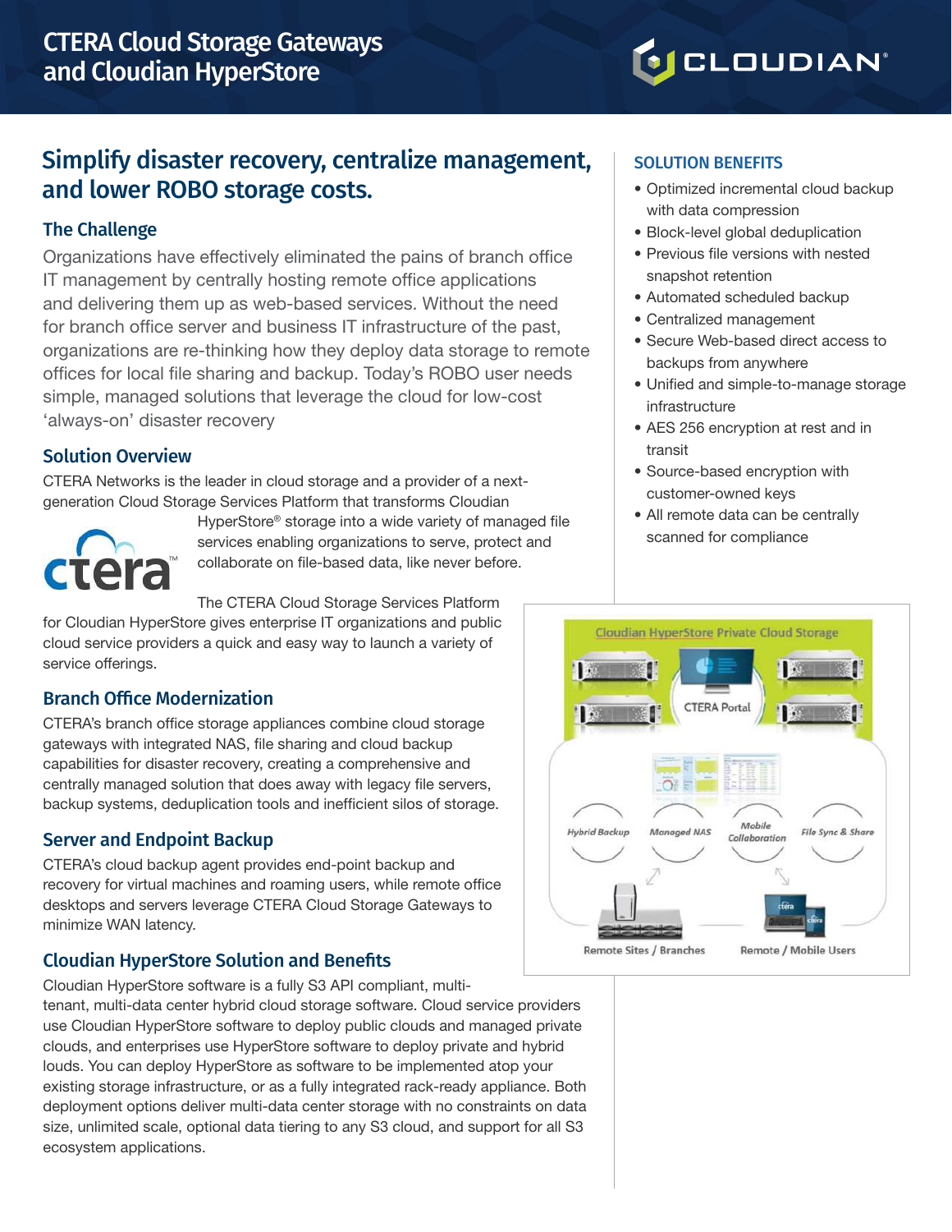# CTERA Cloud Storage Gateways and Cloudian HyperStore

## Simplify disaster recovery, centralize management, and lower ROBO storage costs.

### The Challenge

Organizations have effectively eliminated the pains of branch office IT management by centrally hosting remote office applications and delivering them up as web-based services. Without the need for branch office server and business IT infrastructure of the past, organizations are re-thinking how they deploy data storage to remote offices for local file sharing and backup. Today's ROBO user needs simple, managed solutions that leverage the cloud for low-cost 'always-on' disaster recovery

### Solution Overview

CTERA Networks is the leader in cloud storage and a provider of a next-generation Cloud Storage Services Platform that transforms Cloudian HyperStore® storage into a wide variety of managed file services enabling organizations to serve, protect and collaborate on file-based data, like never before.

The CTERA Cloud Storage Services Platform for Cloudian HyperStore gives enterprise IT organizations and public cloud service providers a quick and easy way to launch a variety of service offerings.

### Branch Office Modernization

CTERA's branch office storage appliances combine cloud storage gateways with integrated NAS, file sharing and cloud backup capabilities for disaster recovery, creating a comprehensive and centrally managed solution that does away with legacy file servers, backup systems, deduplication tools and inefficient silos of storage.

### Server and Endpoint Backup

CTERA's cloud backup agent provides end-point backup and recovery for virtual machines and roaming users, while remote office desktops and servers leverage CTERA Cloud Storage Gateways to minimize WAN latency.

### Cloudian HyperStore Solution and Benefits

Cloudian HyperStore software is a fully S3 API compliant, multi-tenant, multi-data center hybrid cloud storage software. Cloud service providers use Cloudian HyperStore software to deploy public clouds and managed private clouds, and enterprises use HyperStore software to deploy private and hybrid louds. You can deploy HyperStore as software to be implemented atop your existing storage infrastructure, or as a fully integrated rack-ready appliance. Both deployment options deliver multi-data center storage with no constraints on data size, unlimited scale, optional data tiering to any S3 cloud, and support for all S3 ecosystem applications.

### SOLUTION BENEFITS

- Optimized incremental cloud backup with data compression
- Block-level global deduplication
- Previous file versions with nested snapshot retention
- Automated scheduled backup
- Centralized management
- Secure Web-based direct access to backups from anywhere
- Unified and simple-to-manage storage infrastructure
- AES 256 encryption at rest and in transit
- Source-based encryption with customer-owned keys
- All remote data can be centrally scanned for compliance

Cloudian HyperStore Private Cloud Storage

CTERA Portal

Hybrid Backup — Managed NAS — Mobile Collaboration — File Sync & Share

Remote Sites / Branches — Remote / Mobile Users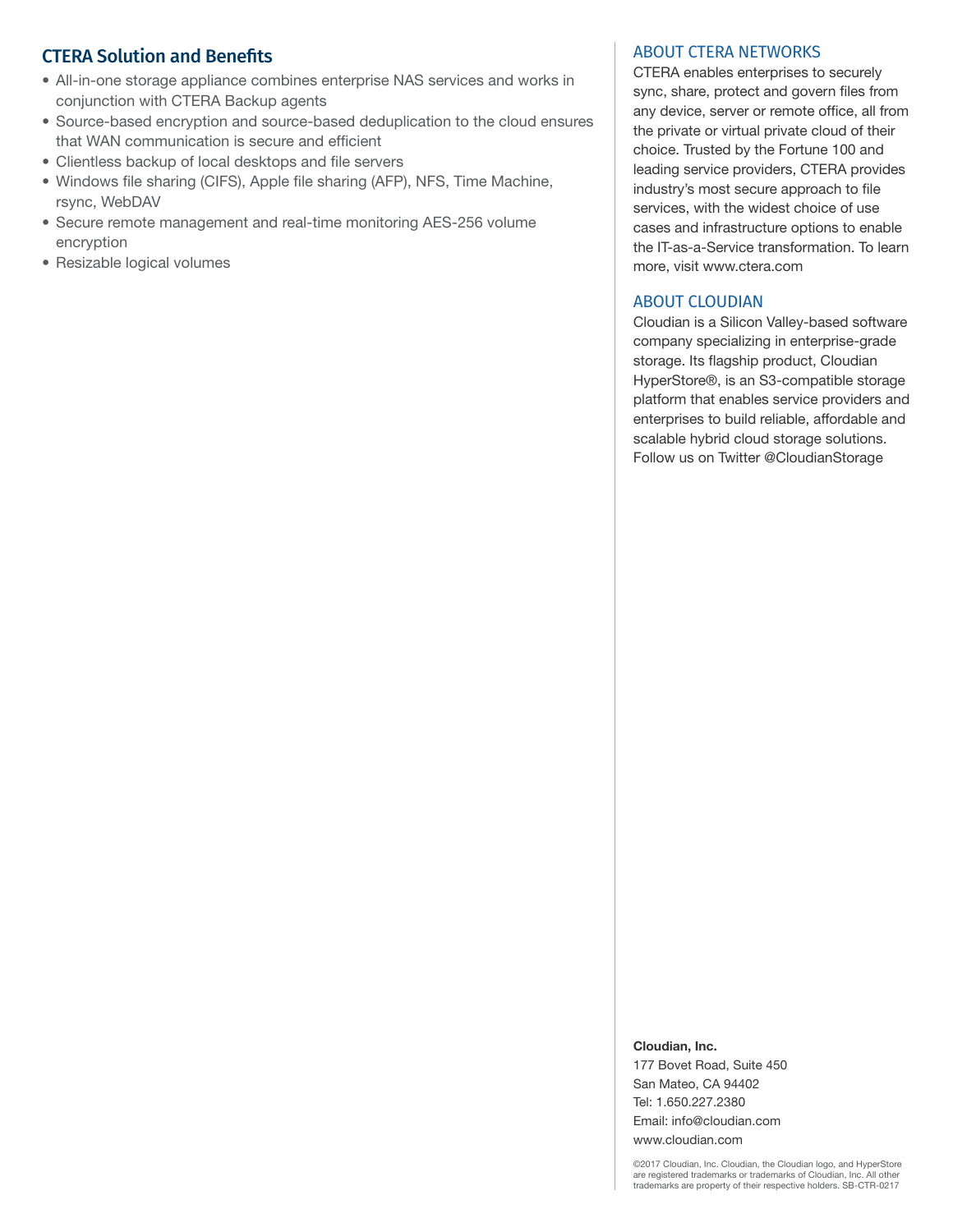## CTERA Solution and Benefits

- All-in-one storage appliance combines enterprise NAS services and works in conjunction with CTERA Backup agents
- Source-based encryption and source-based deduplication to the cloud ensures that WAN communication is secure and efficient
- Clientless backup of local desktops and file servers
- Windows file sharing (CIFS), Apple file sharing (AFP), NFS, Time Machine, rsync, WebDAV
- Secure remote management and real-time monitoring AES-256 volume encryption
- Resizable logical volumes

### ABOUT CTERA NETWORKS

CTERA enables enterprises to securely sync, share, protect and govern files from any device, server or remote office, all from the private or virtual private cloud of their choice. Trusted by the Fortune 100 and leading service providers, CTERA provides industry's most secure approach to file services, with the widest choice of use cases and infrastructure options to enable the IT-as-a-Service transformation. To learn more, visit www.ctera.com

### ABOUT CLOUDIAN

Cloudian is a Silicon Valley-based software company specializing in enterprise-grade storage. Its flagship product, Cloudian HyperStore®, is an S3-compatible storage platform that enables service providers and enterprises to build reliable, affordable and scalable hybrid cloud storage solutions. Follow us on Twitter @CloudianStorage

**Cloudian, Inc.**
177 Bovet Road, Suite 450
San Mateo, CA 94402
Tel: 1.650.227.2380
Email: info@cloudian.com
www.cloudian.com

©2017 Cloudian, Inc. Cloudian, the Cloudian logo, and HyperStore are registered trademarks or trademarks of Cloudian, Inc. All other trademarks are property of their respective holders. SB-CTR-0217